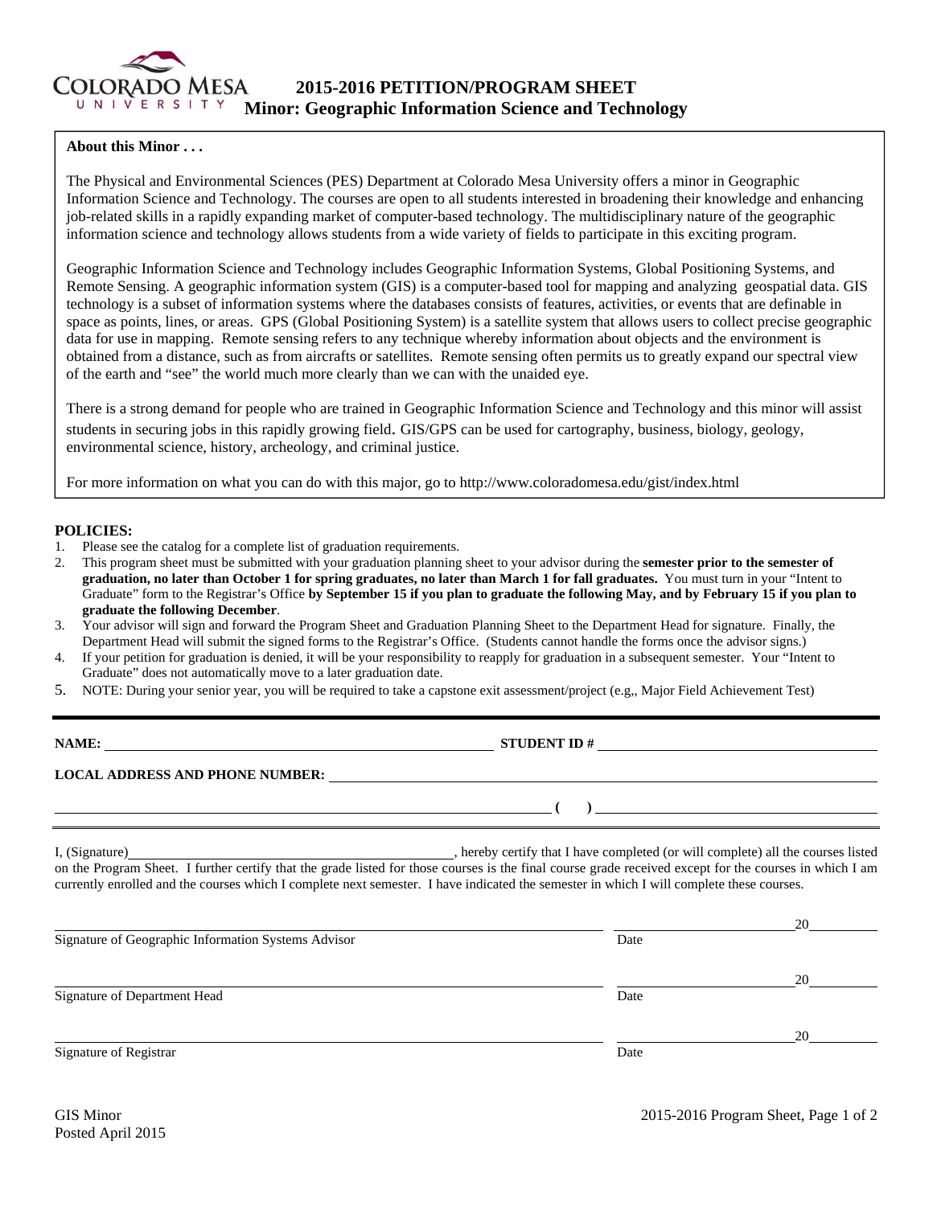# 2015-2016 PETITION/PROGRAM SHEET

## Minor: Geographic Information Science and Technology

**About this Minor . . .**

The Physical and Environmental Sciences (PES) Department at Colorado Mesa University offers a minor in Geographic Information Science and Technology. The courses are open to all students interested in broadening their knowledge and enhancing job-related skills in a rapidly expanding market of computer-based technology. The multidisciplinary nature of the geographic information science and technology allows students from a wide variety of fields to participate in this exciting program.

Geographic Information Science and Technology includes Geographic Information Systems, Global Positioning Systems, and Remote Sensing. A geographic information system (GIS) is a computer-based tool for mapping and analyzing geospatial data. GIS technology is a subset of information systems where the databases consists of features, activities, or events that are definable in space as points, lines, or areas. GPS (Global Positioning System) is a satellite system that allows users to collect precise geographic data for use in mapping. Remote sensing refers to any technique whereby information about objects and the environment is obtained from a distance, such as from aircrafts or satellites. Remote sensing often permits us to greatly expand our spectral view of the earth and "see" the world much more clearly than we can with the unaided eye.

There is a strong demand for people who are trained in Geographic Information Science and Technology and this minor will assist students in securing jobs in this rapidly growing field. GIS/GPS can be used for cartography, business, biology, geology, environmental science, history, archeology, and criminal justice.

For more information on what you can do with this major, go to http://www.coloradomesa.edu/gist/index.html

**POLICIES:**

1. Please see the catalog for a complete list of graduation requirements.
2. This program sheet must be submitted with your graduation planning sheet to your advisor during the **semester prior to the semester of graduation, no later than October 1 for spring graduates, no later than March 1 for fall graduates.** You must turn in your "Intent to Graduate" form to the Registrar's Office **by September 15 if you plan to graduate the following May, and by February 15 if you plan to graduate the following December**.
3. Your advisor will sign and forward the Program Sheet and Graduation Planning Sheet to the Department Head for signature. Finally, the Department Head will submit the signed forms to the Registrar's Office. (Students cannot handle the forms once the advisor signs.)
4. If your petition for graduation is denied, it will be your responsibility to reapply for graduation in a subsequent semester. Your "Intent to Graduate" does not automatically move to a later graduation date.
5. NOTE: During your senior year, you will be required to take a capstone exit assessment/project (e.g,, Major Field Achievement Test)

---

**NAME:** ______________________________ **STUDENT ID #** ______________________________

**LOCAL ADDRESS AND PHONE NUMBER:** ______________________________

______________________________ **( )** ______________________________

I, (Signature)______________________________, hereby certify that I have completed (or will complete) all the courses listed on the Program Sheet. I further certify that the grade listed for those courses is the final course grade received except for the courses in which I am currently enrolled and the courses which I complete next semester. I have indicated the semester in which I will complete these courses.

______________________________ ______________ 20______
Signature of Geographic Information Systems Advisor — Date

______________________________ ______________ 20______
Signature of Department Head — Date

______________________________ ______________ 20______
Signature of Registrar — Date

GIS Minor
Posted April 2015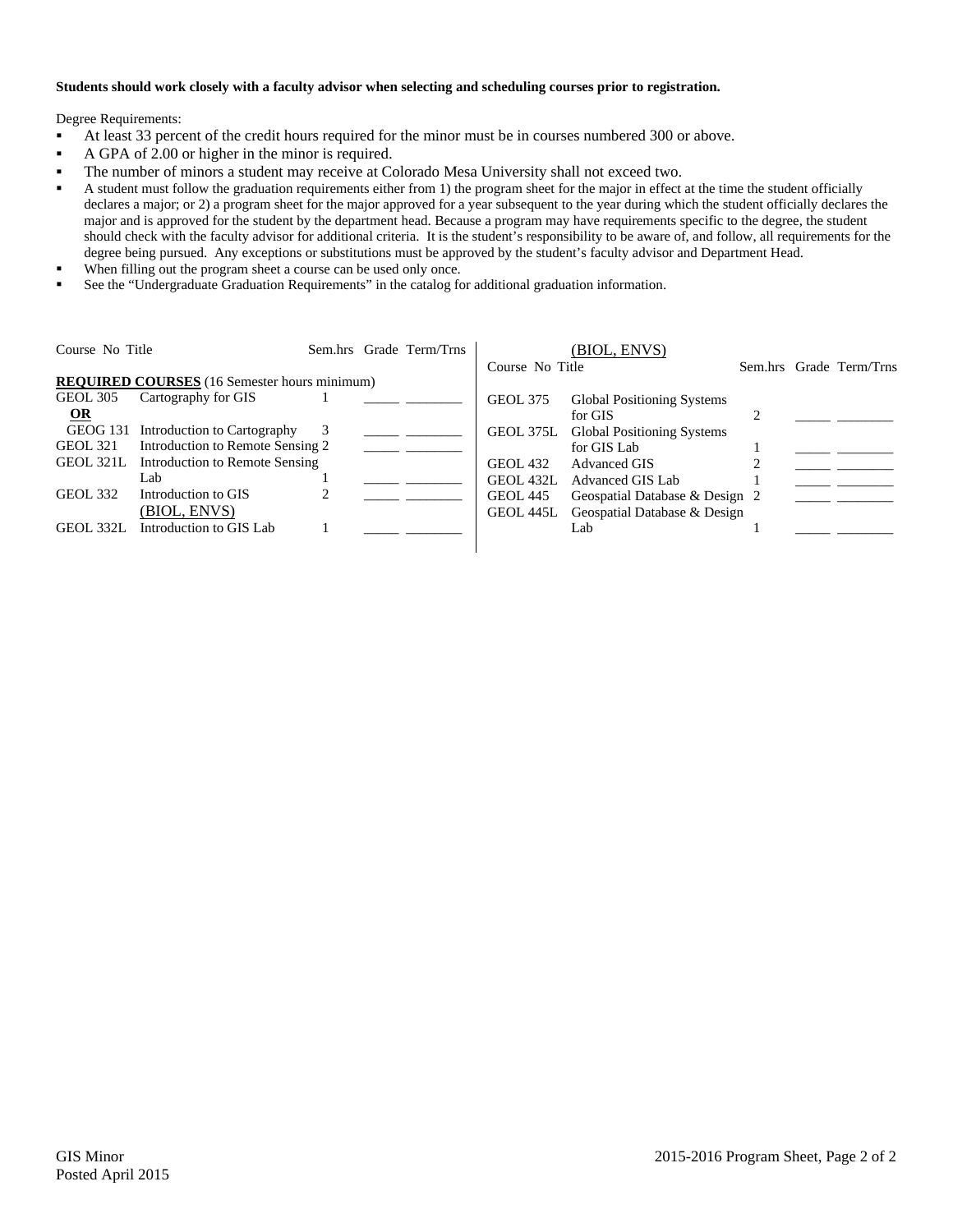**Students should work closely with a faculty advisor when selecting and scheduling courses prior to registration.**

Degree Requirements:

- At least 33 percent of the credit hours required for the minor must be in courses numbered 300 or above.
- A GPA of 2.00 or higher in the minor is required.
- The number of minors a student may receive at Colorado Mesa University shall not exceed two.
- A student must follow the graduation requirements either from 1) the program sheet for the major in effect at the time the student officially declares a major; or 2) a program sheet for the major approved for a year subsequent to the year during which the student officially declares the major and is approved for the student by the department head. Because a program may have requirements specific to the degree, the student should check with the faculty advisor for additional criteria. It is the student's responsibility to be aware of, and follow, all requirements for the degree being pursued. Any exceptions or substitutions must be approved by the student's faculty advisor and Department Head.
- When filling out the program sheet a course can be used only once.
- See the "Undergraduate Graduation Requirements" in the catalog for additional graduation information.

**REQUIRED COURSES** (16 Semester hours minimum)

| Course No | Title | Sem.hrs | Grade | Term/Trns |
|---|---|---|---|---|
| GEOL 305 | Cartography for GIS | 1 | _____ | ________ |
| **OR** | | | | |
| GEOG 131 | Introduction to Cartography | 3 | _____ | ________ |
| GEOL 321 | Introduction to Remote Sensing | 2 | _____ | ________ |
| GEOL 321L | Introduction to Remote Sensing Lab | 1 | _____ | ________ |
| GEOL 332 | Introduction to GIS (BIOL, ENVS) | 2 | _____ | ________ |
| GEOL 332L | Introduction to GIS Lab (BIOL, ENVS) | 1 | _____ | ________ |
| GEOL 375 | Global Positioning Systems for GIS | 2 | _____ | ________ |
| GEOL 375L | Global Positioning Systems for GIS Lab | 1 | _____ | ________ |
| GEOL 432 | Advanced GIS | 2 | _____ | ________ |
| GEOL 432L | Advanced GIS Lab | 1 | _____ | ________ |
| GEOL 445 | Geospatial Database & Design | 2 | _____ | ________ |
| GEOL 445L | Geospatial Database & Design Lab | 1 | _____ | ________ |

GIS Minor
Posted April 2015